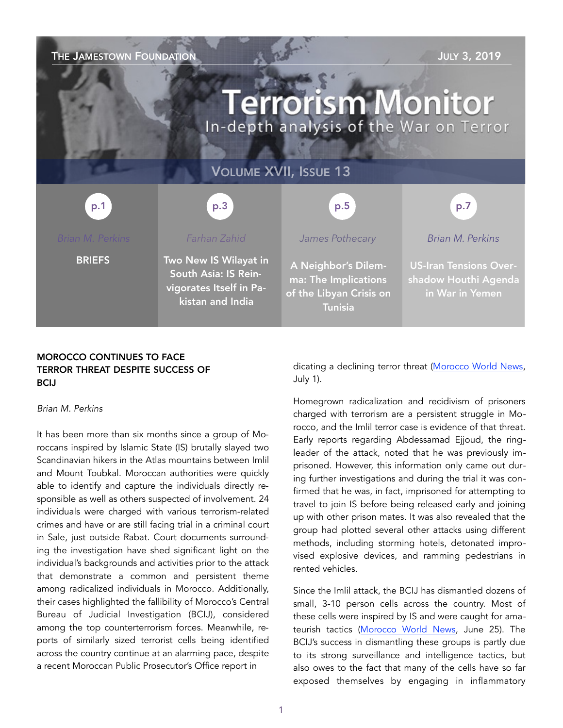THE JAMESTOWN FOUNDATION — JULY 3, 2019

# Terrorism Monitor

In-depth analysis of the War on Terror

VOLUME XVII, ISSUE 13

| p.1 | p.3 | p.5 | p.7 |
|---|---|---|---|
| *Brian M. Perkins* | *Farhan Zahid* | *James Pothecary* | *Brian M. Perkins* |
| **BRIEFS** | **Two New IS Wilayat in South Asia: IS Reinvigorates Itself in Pakistan and India** | **A Neighbor's Dilemma: The Implications of the Libyan Crisis on Tunisia** | **US-Iran Tensions Overshadow Houthi Agenda in War in Yemen** |

## MOROCCO CONTINUES TO FACE TERROR THREAT DESPITE SUCCESS OF BCIJ

*Brian M. Perkins*

It has been more than six months since a group of Moroccans inspired by Islamic State (IS) brutally slayed two Scandinavian hikers in the Atlas mountains between Imlil and Mount Toubkal. Moroccan authorities were quickly able to identify and capture the individuals directly responsible as well as others suspected of involvement. 24 individuals were charged with various terrorism-related crimes and have or are still facing trial in a criminal court in Sale, just outside Rabat. Court documents surrounding the investigation have shed significant light on the individual's backgrounds and activities prior to the attack that demonstrate a common and persistent theme among radicalized individuals in Morocco. Additionally, their cases highlighted the fallibility of Morocco's Central Bureau of Judicial Investigation (BCIJ), considered among the top counterterrorism forces. Meanwhile, reports of similarly sized terrorist cells being identified across the country continue at an alarming pace, despite a recent Moroccan Public Prosecutor's Office report indicating a declining terror threat (Morocco World News, July 1).

Homegrown radicalization and recidivism of prisoners charged with terrorism are a persistent struggle in Morocco, and the Imlil terror case is evidence of that threat. Early reports regarding Abdessamad Ejjoud, the ringleader of the attack, noted that he was previously imprisoned. However, this information only came out during further investigations and during the trial it was confirmed that he was, in fact, imprisoned for attempting to travel to join IS before being released early and joining up with other prison mates. It was also revealed that the group had plotted several other attacks using different methods, including storming hotels, detonated improvised explosive devices, and ramming pedestrians in rented vehicles.

Since the Imlil attack, the BCIJ has dismantled dozens of small, 3-10 person cells across the country. Most of these cells were inspired by IS and were caught for amateurish tactics (Morocco World News, June 25). The BCIJ's success in dismantling these groups is partly due to its strong surveillance and intelligence tactics, but also owes to the fact that many of the cells have so far exposed themselves by engaging in inflammatory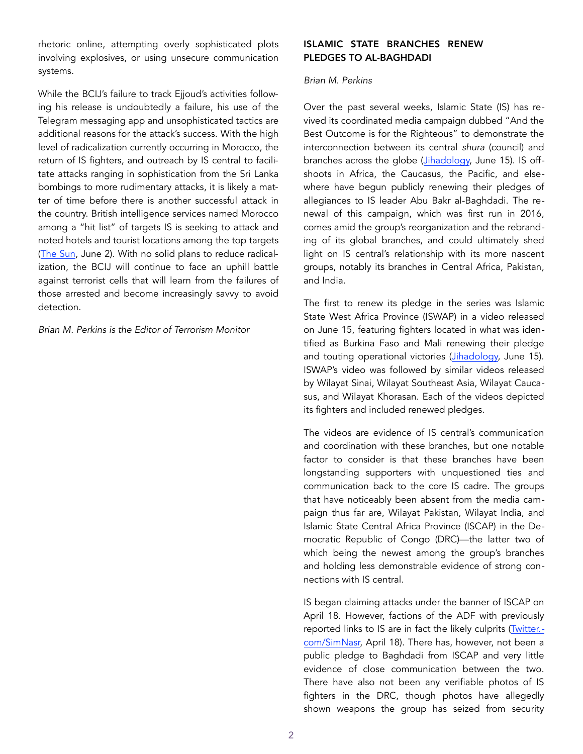rhetoric online, attempting overly sophisticated plots involving explosives, or using unsecure communication systems.

While the BCIJ's failure to track Ejjoud's activities following his release is undoubtedly a failure, his use of the Telegram messaging app and unsophisticated tactics are additional reasons for the attack's success. With the high level of radicalization currently occurring in Morocco, the return of IS fighters, and outreach by IS central to facilitate attacks ranging in sophistication from the Sri Lanka bombings to more rudimentary attacks, it is likely a matter of time before there is another successful attack in the country. British intelligence services named Morocco among a "hit list" of targets IS is seeking to attack and noted hotels and tourist locations among the top targets (The Sun, June 2). With no solid plans to reduce radicalization, the BCIJ will continue to face an uphill battle against terrorist cells that will learn from the failures of those arrested and become increasingly savvy to avoid detection.

*Brian M. Perkins is the Editor of Terrorism Monitor*

## ISLAMIC STATE BRANCHES RENEW PLEDGES TO AL-BAGHDADI

*Brian M. Perkins*

Over the past several weeks, Islamic State (IS) has revived its coordinated media campaign dubbed "And the Best Outcome is for the Righteous" to demonstrate the interconnection between its central *shura* (council) and branches across the globe (Jihadology, June 15). IS offshoots in Africa, the Caucasus, the Pacific, and elsewhere have begun publicly renewing their pledges of allegiances to IS leader Abu Bakr al-Baghdadi. The renewal of this campaign, which was first run in 2016, comes amid the group's reorganization and the rebranding of its global branches, and could ultimately shed light on IS central's relationship with its more nascent groups, notably its branches in Central Africa, Pakistan, and India.

The first to renew its pledge in the series was Islamic State West Africa Province (ISWAP) in a video released on June 15, featuring fighters located in what was identified as Burkina Faso and Mali renewing their pledge and touting operational victories (Jihadology, June 15). ISWAP's video was followed by similar videos released by Wilayat Sinai, Wilayat Southeast Asia, Wilayat Caucasus, and Wilayat Khorasan. Each of the videos depicted its fighters and included renewed pledges.

The videos are evidence of IS central's communication and coordination with these branches, but one notable factor to consider is that these branches have been longstanding supporters with unquestioned ties and communication back to the core IS cadre. The groups that have noticeably been absent from the media campaign thus far are, Wilayat Pakistan, Wilayat India, and Islamic State Central Africa Province (ISCAP) in the Democratic Republic of Congo (DRC)—the latter two of which being the newest among the group's branches and holding less demonstrable evidence of strong connections with IS central.

IS began claiming attacks under the banner of ISCAP on April 18. However, factions of the ADF with previously reported links to IS are in fact the likely culprits (Twitter.com/SimNasr, April 18). There has, however, not been a public pledge to Baghdadi from ISCAP and very little evidence of close communication between the two. There have also not been any verifiable photos of IS fighters in the DRC, though photos have allegedly shown weapons the group has seized from security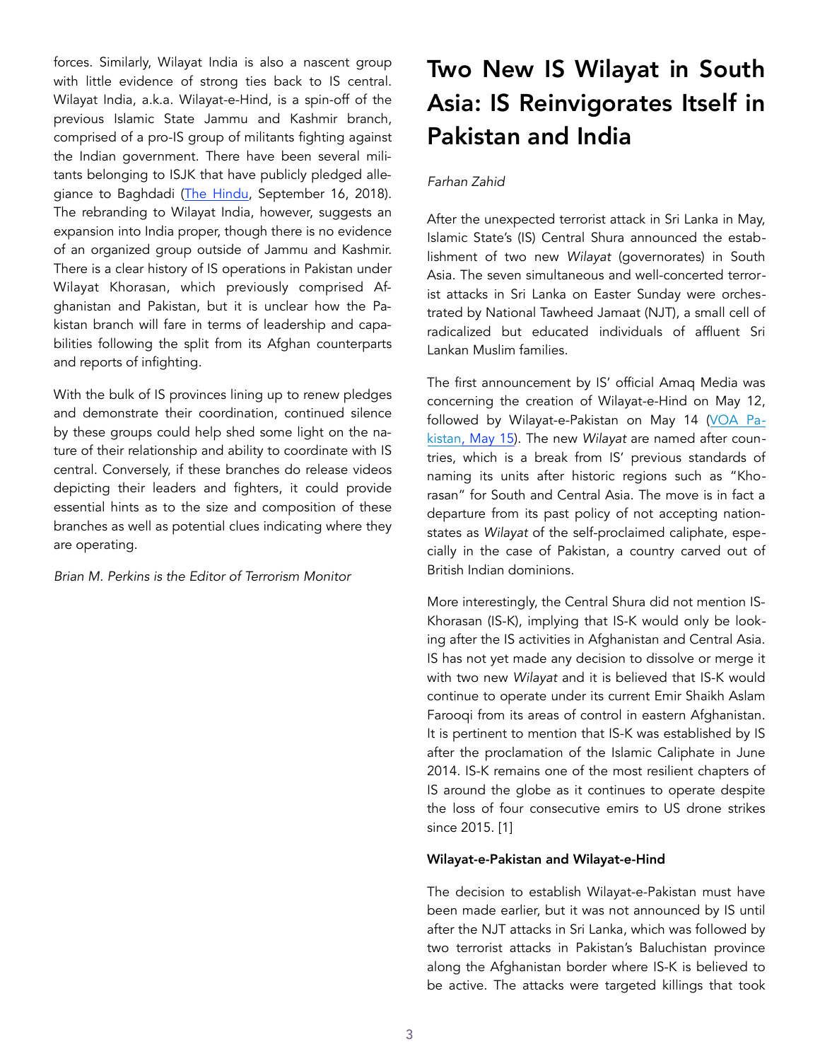forces. Similarly, Wilayat India is also a nascent group with little evidence of strong ties back to IS central. Wilayat India, a.k.a. Wilayat-e-Hind, is a spin-off of the previous Islamic State Jammu and Kashmir branch, comprised of a pro-IS group of militants fighting against the Indian government. There have been several militants belonging to ISJK that have publicly pledged allegiance to Baghdadi (The Hindu, September 16, 2018). The rebranding to Wilayat India, however, suggests an expansion into India proper, though there is no evidence of an organized group outside of Jammu and Kashmir. There is a clear history of IS operations in Pakistan under Wilayat Khorasan, which previously comprised Afghanistan and Pakistan, but it is unclear how the Pakistan branch will fare in terms of leadership and capabilities following the split from its Afghan counterparts and reports of infighting.

With the bulk of IS provinces lining up to renew pledges and demonstrate their coordination, continued silence by these groups could help shed some light on the nature of their relationship and ability to coordinate with IS central. Conversely, if these branches do release videos depicting their leaders and fighters, it could provide essential hints as to the size and composition of these branches as well as potential clues indicating where they are operating.

*Brian M. Perkins is the Editor of Terrorism Monitor*

# Two New IS Wilayat in South Asia: IS Reinvigorates Itself in Pakistan and India

*Farhan Zahid*

After the unexpected terrorist attack in Sri Lanka in May, Islamic State's (IS) Central Shura announced the establishment of two new *Wilayat* (governorates) in South Asia. The seven simultaneous and well-concerted terrorist attacks in Sri Lanka on Easter Sunday were orchestrated by National Tawheed Jamaat (NJT), a small cell of radicalized but educated individuals of affluent Sri Lankan Muslim families.

The first announcement by IS' official Amaq Media was concerning the creation of Wilayat-e-Hind on May 12, followed by Wilayat-e-Pakistan on May 14 (VOA Pakistan, May 15). The new *Wilayat* are named after countries, which is a break from IS' previous standards of naming its units after historic regions such as "Khorasan" for South and Central Asia. The move is in fact a departure from its past policy of not accepting nation-states as *Wilayat* of the self-proclaimed caliphate, especially in the case of Pakistan, a country carved out of British Indian dominions.

More interestingly, the Central Shura did not mention IS-Khorasan (IS-K), implying that IS-K would only be looking after the IS activities in Afghanistan and Central Asia. IS has not yet made any decision to dissolve or merge it with two new *Wilayat* and it is believed that IS-K would continue to operate under its current Emir Shaikh Aslam Farooqi from its areas of control in eastern Afghanistan. It is pertinent to mention that IS-K was established by IS after the proclamation of the Islamic Caliphate in June 2014. IS-K remains one of the most resilient chapters of IS around the globe as it continues to operate despite the loss of four consecutive emirs to US drone strikes since 2015. [1]

**Wilayat-e-Pakistan and Wilayat-e-Hind**

The decision to establish Wilayat-e-Pakistan must have been made earlier, but it was not announced by IS until after the NJT attacks in Sri Lanka, which was followed by two terrorist attacks in Pakistan's Baluchistan province along the Afghanistan border where IS-K is believed to be active. The attacks were targeted killings that took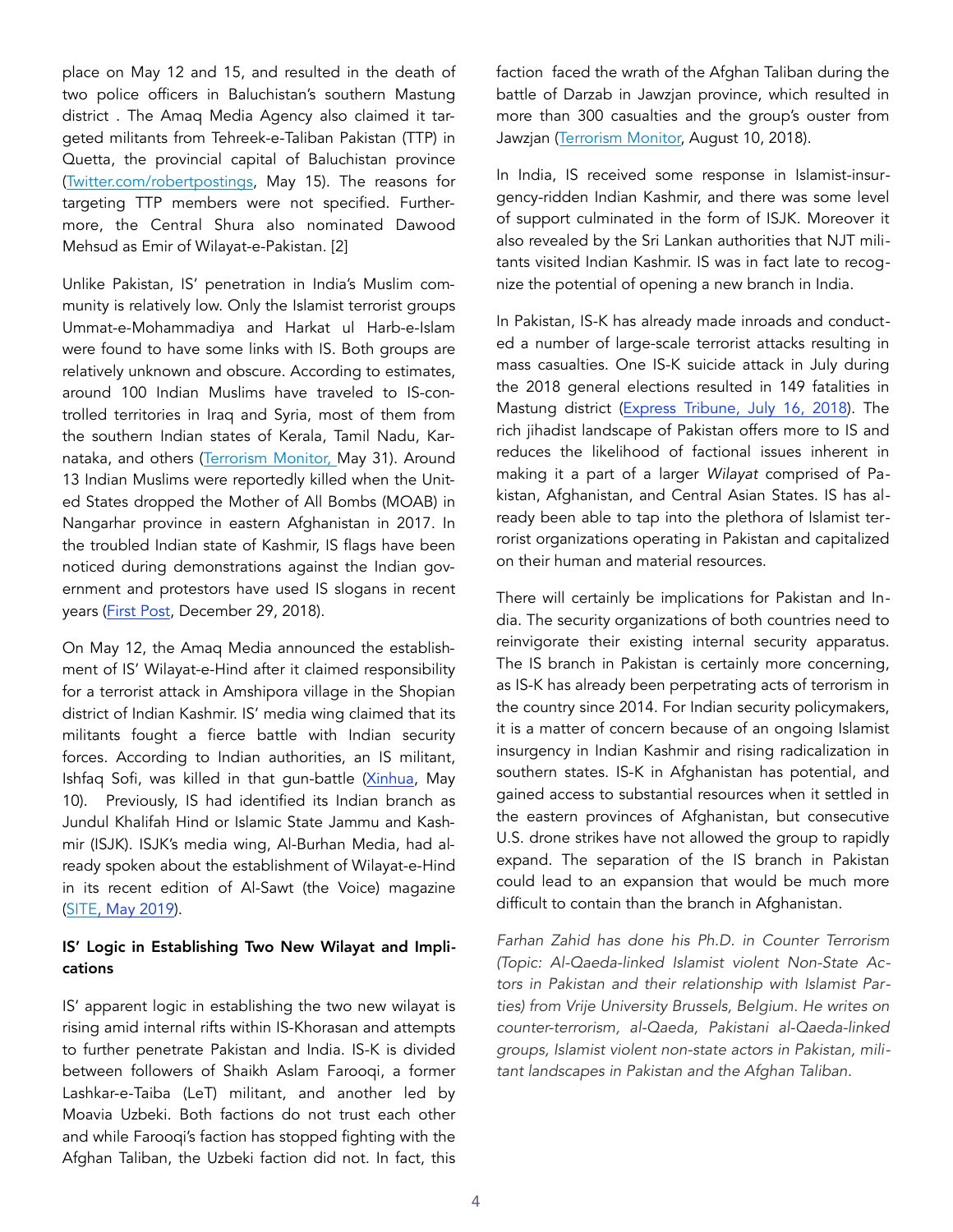place on May 12 and 15, and resulted in the death of two police officers in Baluchistan's southern Mastung district . The Amaq Media Agency also claimed it targeted militants from Tehreek-e-Taliban Pakistan (TTP) in Quetta, the provincial capital of Baluchistan province (Twitter.com/robertpostings, May 15). The reasons for targeting TTP members were not specified. Furthermore, the Central Shura also nominated Dawood Mehsud as Emir of Wilayat-e-Pakistan. [2]

Unlike Pakistan, IS' penetration in India's Muslim community is relatively low. Only the Islamist terrorist groups Ummat-e-Mohammadiya and Harkat ul Harb-e-Islam were found to have some links with IS. Both groups are relatively unknown and obscure. According to estimates, around 100 Indian Muslims have traveled to IS-controlled territories in Iraq and Syria, most of them from the southern Indian states of Kerala, Tamil Nadu, Karnataka, and others (Terrorism Monitor, May 31). Around 13 Indian Muslims were reportedly killed when the United States dropped the Mother of All Bombs (MOAB) in Nangarhar province in eastern Afghanistan in 2017. In the troubled Indian state of Kashmir, IS flags have been noticed during demonstrations against the Indian government and protestors have used IS slogans in recent years (First Post, December 29, 2018).

On May 12, the Amaq Media announced the establishment of IS' Wilayat-e-Hind after it claimed responsibility for a terrorist attack in Amshipora village in the Shopian district of Indian Kashmir. IS' media wing claimed that its militants fought a fierce battle with Indian security forces. According to Indian authorities, an IS militant, Ishfaq Sofi, was killed in that gun-battle (Xinhua, May 10). Previously, IS had identified its Indian branch as Jundul Khalifah Hind or Islamic State Jammu and Kashmir (ISJK). ISJK's media wing, Al-Burhan Media, had already spoken about the establishment of Wilayat-e-Hind in its recent edition of Al-Sawt (the Voice) magazine (SITE, May 2019).

**IS' Logic in Establishing Two New Wilayat and Implications**

IS' apparent logic in establishing the two new wilayat is rising amid internal rifts within IS-Khorasan and attempts to further penetrate Pakistan and India. IS-K is divided between followers of Shaikh Aslam Farooqi, a former Lashkar-e-Taiba (LeT) militant, and another led by Moavia Uzbeki. Both factions do not trust each other and while Farooqi's faction has stopped fighting with the Afghan Taliban, the Uzbeki faction did not. In fact, this faction faced the wrath of the Afghan Taliban during the battle of Darzab in Jawzjan province, which resulted in more than 300 casualties and the group's ouster from Jawzjan (Terrorism Monitor, August 10, 2018).

In India, IS received some response in Islamist-insurgency-ridden Indian Kashmir, and there was some level of support culminated in the form of ISJK. Moreover it also revealed by the Sri Lankan authorities that NJT militants visited Indian Kashmir. IS was in fact late to recognize the potential of opening a new branch in India.

In Pakistan, IS-K has already made inroads and conducted a number of large-scale terrorist attacks resulting in mass casualties. One IS-K suicide attack in July during the 2018 general elections resulted in 149 fatalities in Mastung district (Express Tribune, July 16, 2018). The rich jihadist landscape of Pakistan offers more to IS and reduces the likelihood of factional issues inherent in making it a part of a larger *Wilayat* comprised of Pakistan, Afghanistan, and Central Asian States. IS has already been able to tap into the plethora of Islamist terrorist organizations operating in Pakistan and capitalized on their human and material resources.

There will certainly be implications for Pakistan and India. The security organizations of both countries need to reinvigorate their existing internal security apparatus. The IS branch in Pakistan is certainly more concerning, as IS-K has already been perpetrating acts of terrorism in the country since 2014. For Indian security policymakers, it is a matter of concern because of an ongoing Islamist insurgency in Indian Kashmir and rising radicalization in southern states. IS-K in Afghanistan has potential, and gained access to substantial resources when it settled in the eastern provinces of Afghanistan, but consecutive U.S. drone strikes have not allowed the group to rapidly expand. The separation of the IS branch in Pakistan could lead to an expansion that would be much more difficult to contain than the branch in Afghanistan.

*Farhan Zahid has done his Ph.D. in Counter Terrorism (Topic: Al-Qaeda-linked Islamist violent Non-State Actors in Pakistan and their relationship with Islamist Parties) from Vrije University Brussels, Belgium. He writes on counter-terrorism, al-Qaeda, Pakistani al-Qaeda-linked groups, Islamist violent non-state actors in Pakistan, militant landscapes in Pakistan and the Afghan Taliban.*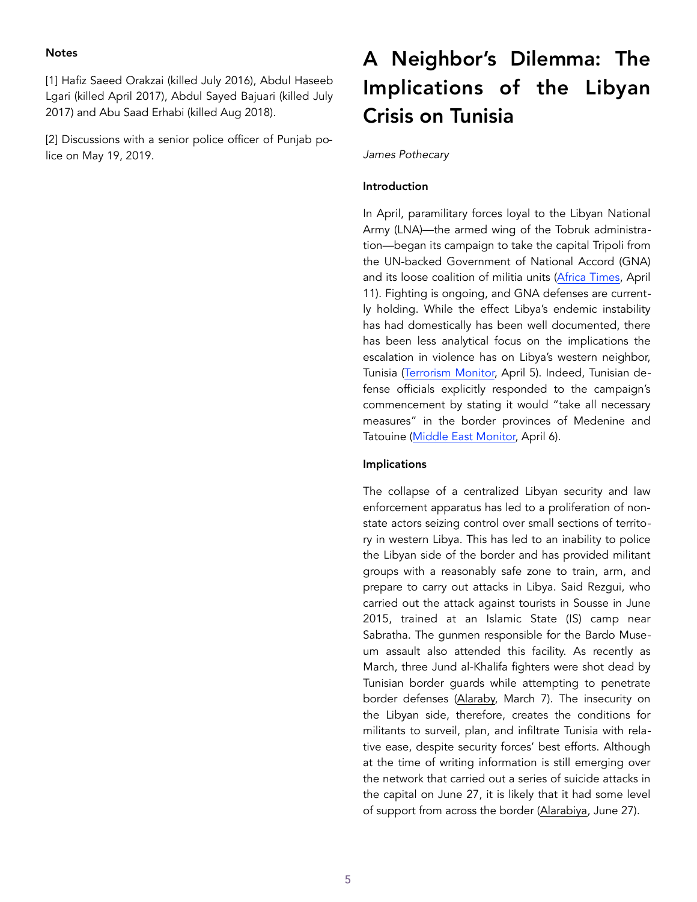### Notes

[1] Hafiz Saeed Orakzai (killed July 2016), Abdul Haseeb Lgari (killed April 2017), Abdul Sayed Bajuari (killed July 2017) and Abu Saad Erhabi (killed Aug 2018).

[2] Discussions with a senior police officer of Punjab police on May 19, 2019.

# A Neighbor's Dilemma: The Implications of the Libyan Crisis on Tunisia

*James Pothecary*

### Introduction

In April, paramilitary forces loyal to the Libyan National Army (LNA)—the armed wing of the Tobruk administration—began its campaign to take the capital Tripoli from the UN-backed Government of National Accord (GNA) and its loose coalition of militia units (Africa Times, April 11). Fighting is ongoing, and GNA defenses are currently holding. While the effect Libya's endemic instability has had domestically has been well documented, there has been less analytical focus on the implications the escalation in violence has on Libya's western neighbor, Tunisia (Terrorism Monitor, April 5). Indeed, Tunisian defense officials explicitly responded to the campaign's commencement by stating it would "take all necessary measures" in the border provinces of Medenine and Tatouine (Middle East Monitor, April 6).

### Implications

The collapse of a centralized Libyan security and law enforcement apparatus has led to a proliferation of non-state actors seizing control over small sections of territory in western Libya. This has led to an inability to police the Libyan side of the border and has provided militant groups with a reasonably safe zone to train, arm, and prepare to carry out attacks in Libya. Said Rezgui, who carried out the attack against tourists in Sousse in June 2015, trained at an Islamic State (IS) camp near Sabratha. The gunmen responsible for the Bardo Museum assault also attended this facility. As recently as March, three Jund al-Khalifa fighters were shot dead by Tunisian border guards while attempting to penetrate border defenses (Alaraby, March 7). The insecurity on the Libyan side, therefore, creates the conditions for militants to surveil, plan, and infiltrate Tunisia with relative ease, despite security forces' best efforts. Although at the time of writing information is still emerging over the network that carried out a series of suicide attacks in the capital on June 27, it is likely that it had some level of support from across the border (Alarabiya, June 27).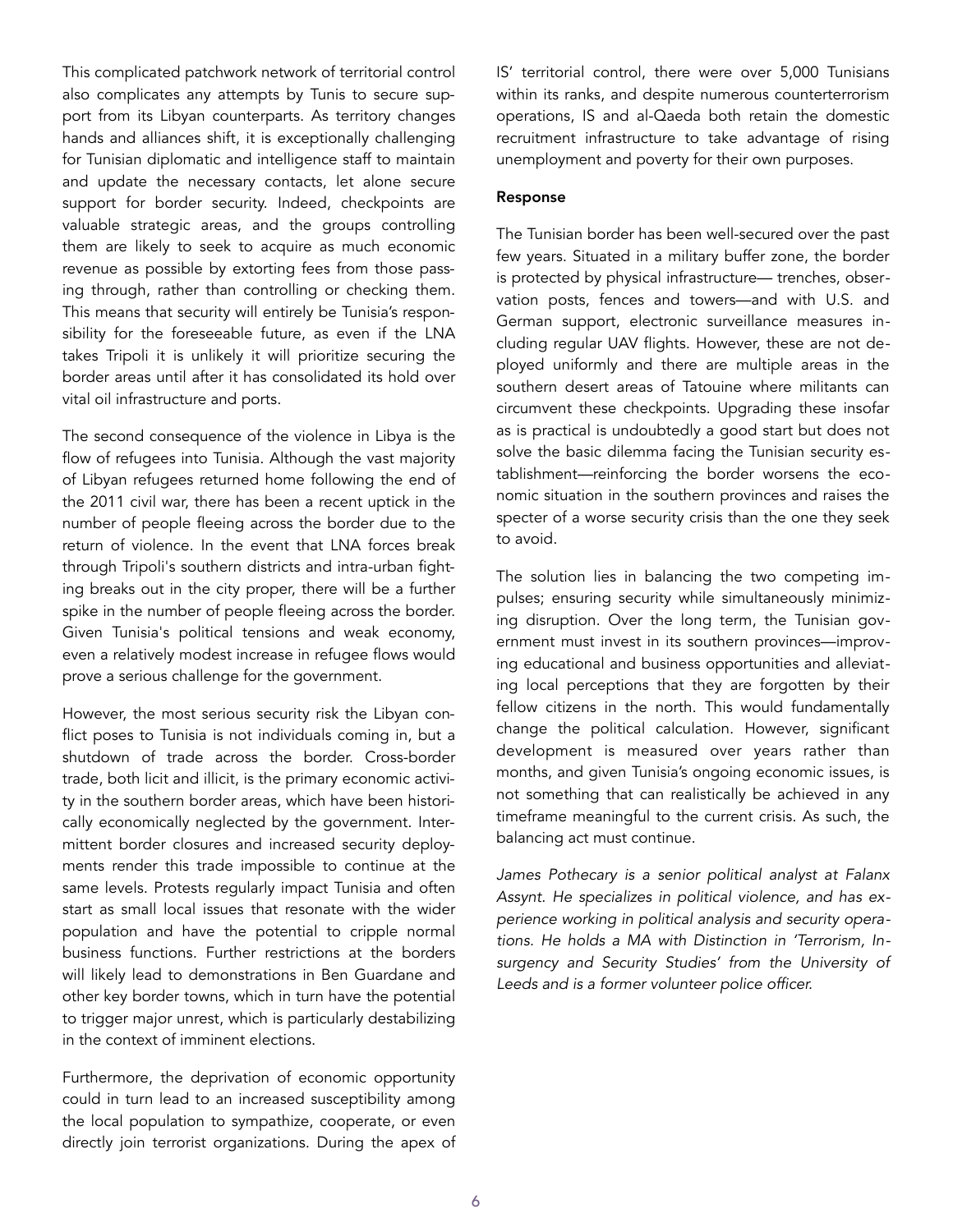This complicated patchwork network of territorial control also complicates any attempts by Tunis to secure support from its Libyan counterparts. As territory changes hands and alliances shift, it is exceptionally challenging for Tunisian diplomatic and intelligence staff to maintain and update the necessary contacts, let alone secure support for border security. Indeed, checkpoints are valuable strategic areas, and the groups controlling them are likely to seek to acquire as much economic revenue as possible by extorting fees from those passing through, rather than controlling or checking them. This means that security will entirely be Tunisia's responsibility for the foreseeable future, as even if the LNA takes Tripoli it is unlikely it will prioritize securing the border areas until after it has consolidated its hold over vital oil infrastructure and ports.

The second consequence of the violence in Libya is the flow of refugees into Tunisia. Although the vast majority of Libyan refugees returned home following the end of the 2011 civil war, there has been a recent uptick in the number of people fleeing across the border due to the return of violence. In the event that LNA forces break through Tripoli's southern districts and intra-urban fighting breaks out in the city proper, there will be a further spike in the number of people fleeing across the border. Given Tunisia's political tensions and weak economy, even a relatively modest increase in refugee flows would prove a serious challenge for the government.

However, the most serious security risk the Libyan conflict poses to Tunisia is not individuals coming in, but a shutdown of trade across the border. Cross-border trade, both licit and illicit, is the primary economic activity in the southern border areas, which have been historically economically neglected by the government. Intermittent border closures and increased security deployments render this trade impossible to continue at the same levels. Protests regularly impact Tunisia and often start as small local issues that resonate with the wider population and have the potential to cripple normal business functions. Further restrictions at the borders will likely lead to demonstrations in Ben Guardane and other key border towns, which in turn have the potential to trigger major unrest, which is particularly destabilizing in the context of imminent elections.

Furthermore, the deprivation of economic opportunity could in turn lead to an increased susceptibility among the local population to sympathize, cooperate, or even directly join terrorist organizations. During the apex of IS' territorial control, there were over 5,000 Tunisians within its ranks, and despite numerous counterterrorism operations, IS and al-Qaeda both retain the domestic recruitment infrastructure to take advantage of rising unemployment and poverty for their own purposes.

**Response**

The Tunisian border has been well-secured over the past few years. Situated in a military buffer zone, the border is protected by physical infrastructure— trenches, observation posts, fences and towers—and with U.S. and German support, electronic surveillance measures including regular UAV flights. However, these are not deployed uniformly and there are multiple areas in the southern desert areas of Tatouine where militants can circumvent these checkpoints. Upgrading these insofar as is practical is undoubtedly a good start but does not solve the basic dilemma facing the Tunisian security establishment—reinforcing the border worsens the economic situation in the southern provinces and raises the specter of a worse security crisis than the one they seek to avoid.

The solution lies in balancing the two competing impulses; ensuring security while simultaneously minimizing disruption. Over the long term, the Tunisian government must invest in its southern provinces—improving educational and business opportunities and alleviating local perceptions that they are forgotten by their fellow citizens in the north. This would fundamentally change the political calculation. However, significant development is measured over years rather than months, and given Tunisia's ongoing economic issues, is not something that can realistically be achieved in any timeframe meaningful to the current crisis. As such, the balancing act must continue.

*James Pothecary is a senior political analyst at Falanx Assynt. He specializes in political violence, and has experience working in political analysis and security operations. He holds a MA with Distinction in 'Terrorism, Insurgency and Security Studies' from the University of Leeds and is a former volunteer police officer.*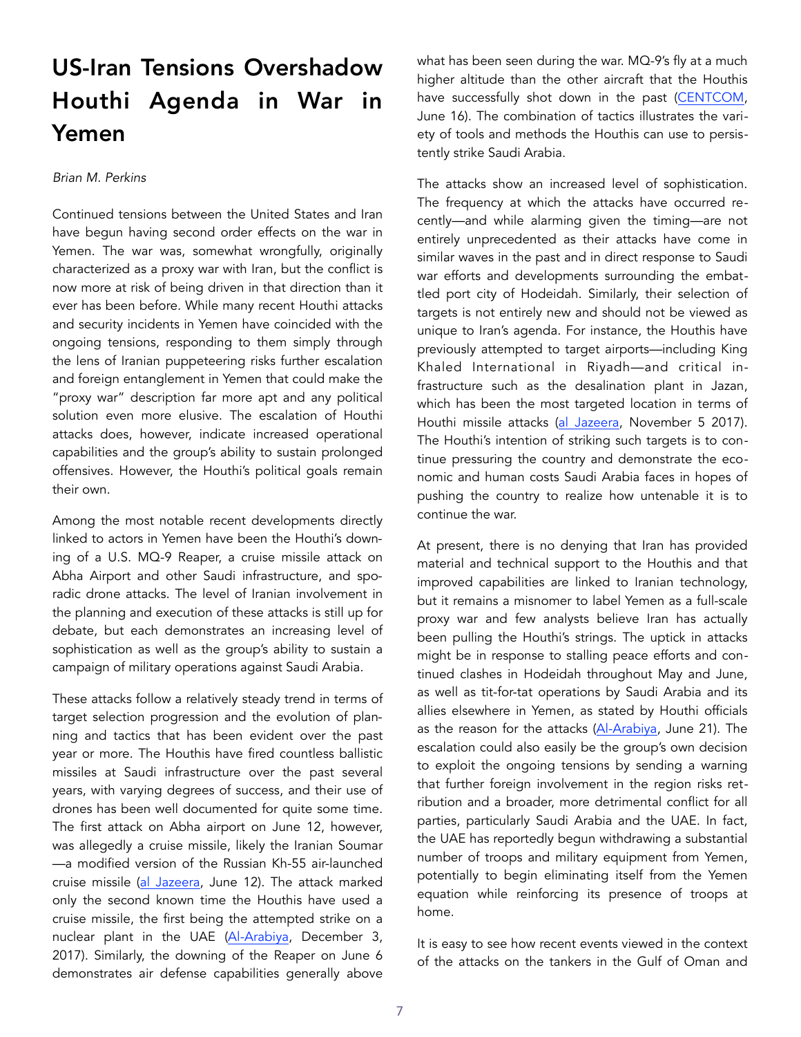# US-Iran Tensions Overshadow Houthi Agenda in War in Yemen

*Brian M. Perkins*

Continued tensions between the United States and Iran have begun having second order effects on the war in Yemen. The war was, somewhat wrongfully, originally characterized as a proxy war with Iran, but the conflict is now more at risk of being driven in that direction than it ever has been before. While many recent Houthi attacks and security incidents in Yemen have coincided with the ongoing tensions, responding to them simply through the lens of Iranian puppeteering risks further escalation and foreign entanglement in Yemen that could make the "proxy war" description far more apt and any political solution even more elusive. The escalation of Houthi attacks does, however, indicate increased operational capabilities and the group's ability to sustain prolonged offensives. However, the Houthi's political goals remain their own.

Among the most notable recent developments directly linked to actors in Yemen have been the Houthi's downing of a U.S. MQ-9 Reaper, a cruise missile attack on Abha Airport and other Saudi infrastructure, and sporadic drone attacks. The level of Iranian involvement in the planning and execution of these attacks is still up for debate, but each demonstrates an increasing level of sophistication as well as the group's ability to sustain a campaign of military operations against Saudi Arabia.

These attacks follow a relatively steady trend in terms of target selection progression and the evolution of planning and tactics that has been evident over the past year or more. The Houthis have fired countless ballistic missiles at Saudi infrastructure over the past several years, with varying degrees of success, and their use of drones has been well documented for quite some time. The first attack on Abha airport on June 12, however, was allegedly a cruise missile, likely the Iranian Soumar—a modified version of the Russian Kh-55 air-launched cruise missile (al Jazeera, June 12). The attack marked only the second known time the Houthis have used a cruise missile, the first being the attempted strike on a nuclear plant in the UAE (Al-Arabiya, December 3, 2017). Similarly, the downing of the Reaper on June 6 demonstrates air defense capabilities generally above what has been seen during the war. MQ-9's fly at a much higher altitude than the other aircraft that the Houthis have successfully shot down in the past (CENTCOM, June 16). The combination of tactics illustrates the variety of tools and methods the Houthis can use to persistently strike Saudi Arabia.

The attacks show an increased level of sophistication. The frequency at which the attacks have occurred recently—and while alarming given the timing—are not entirely unprecedented as their attacks have come in similar waves in the past and in direct response to Saudi war efforts and developments surrounding the embattled port city of Hodeidah. Similarly, their selection of targets is not entirely new and should not be viewed as unique to Iran's agenda. For instance, the Houthis have previously attempted to target airports—including King Khaled International in Riyadh—and critical infrastructure such as the desalination plant in Jazan, which has been the most targeted location in terms of Houthi missile attacks (al Jazeera, November 5 2017). The Houthi's intention of striking such targets is to continue pressuring the country and demonstrate the economic and human costs Saudi Arabia faces in hopes of pushing the country to realize how untenable it is to continue the war.

At present, there is no denying that Iran has provided material and technical support to the Houthis and that improved capabilities are linked to Iranian technology, but it remains a misnomer to label Yemen as a full-scale proxy war and few analysts believe Iran has actually been pulling the Houthi's strings. The uptick in attacks might be in response to stalling peace efforts and continued clashes in Hodeidah throughout May and June, as well as tit-for-tat operations by Saudi Arabia and its allies elsewhere in Yemen, as stated by Houthi officials as the reason for the attacks (Al-Arabiya, June 21). The escalation could also easily be the group's own decision to exploit the ongoing tensions by sending a warning that further foreign involvement in the region risks retribution and a broader, more detrimental conflict for all parties, particularly Saudi Arabia and the UAE. In fact, the UAE has reportedly begun withdrawing a substantial number of troops and military equipment from Yemen, potentially to begin eliminating itself from the Yemen equation while reinforcing its presence of troops at home.

It is easy to see how recent events viewed in the context of the attacks on the tankers in the Gulf of Oman and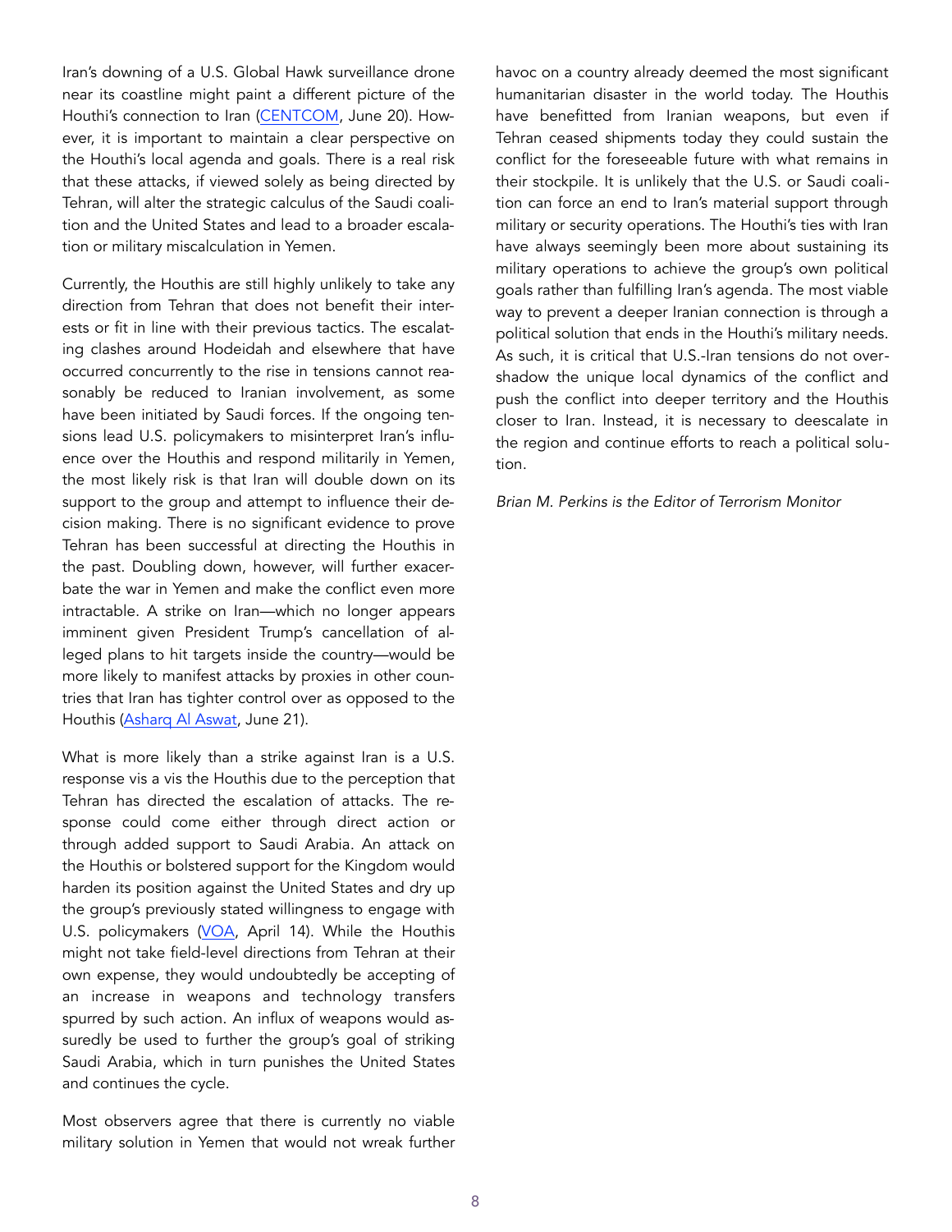Iran's downing of a U.S. Global Hawk surveillance drone near its coastline might paint a different picture of the Houthi's connection to Iran (CENTCOM, June 20). However, it is important to maintain a clear perspective on the Houthi's local agenda and goals. There is a real risk that these attacks, if viewed solely as being directed by Tehran, will alter the strategic calculus of the Saudi coalition and the United States and lead to a broader escalation or military miscalculation in Yemen.

Currently, the Houthis are still highly unlikely to take any direction from Tehran that does not benefit their interests or fit in line with their previous tactics. The escalating clashes around Hodeidah and elsewhere that have occurred concurrently to the rise in tensions cannot reasonably be reduced to Iranian involvement, as some have been initiated by Saudi forces. If the ongoing tensions lead U.S. policymakers to misinterpret Iran's influence over the Houthis and respond militarily in Yemen, the most likely risk is that Iran will double down on its support to the group and attempt to influence their decision making. There is no significant evidence to prove Tehran has been successful at directing the Houthis in the past. Doubling down, however, will further exacerbate the war in Yemen and make the conflict even more intractable. A strike on Iran—which no longer appears imminent given President Trump's cancellation of alleged plans to hit targets inside the country—would be more likely to manifest attacks by proxies in other countries that Iran has tighter control over as opposed to the Houthis (Asharq Al Aswat, June 21).

What is more likely than a strike against Iran is a U.S. response vis a vis the Houthis due to the perception that Tehran has directed the escalation of attacks. The response could come either through direct action or through added support to Saudi Arabia. An attack on the Houthis or bolstered support for the Kingdom would harden its position against the United States and dry up the group's previously stated willingness to engage with U.S. policymakers (VOA, April 14). While the Houthis might not take field-level directions from Tehran at their own expense, they would undoubtedly be accepting of an increase in weapons and technology transfers spurred by such action. An influx of weapons would assuredly be used to further the group's goal of striking Saudi Arabia, which in turn punishes the United States and continues the cycle.

Most observers agree that there is currently no viable military solution in Yemen that would not wreak further havoc on a country already deemed the most significant humanitarian disaster in the world today. The Houthis have benefitted from Iranian weapons, but even if Tehran ceased shipments today they could sustain the conflict for the foreseeable future with what remains in their stockpile. It is unlikely that the U.S. or Saudi coalition can force an end to Iran's material support through military or security operations. The Houthi's ties with Iran have always seemingly been more about sustaining its military operations to achieve the group's own political goals rather than fulfilling Iran's agenda. The most viable way to prevent a deeper Iranian connection is through a political solution that ends in the Houthi's military needs. As such, it is critical that U.S.-Iran tensions do not overshadow the unique local dynamics of the conflict and push the conflict into deeper territory and the Houthis closer to Iran. Instead, it is necessary to deescalate in the region and continue efforts to reach a political solution.

*Brian M. Perkins is the Editor of Terrorism Monitor*